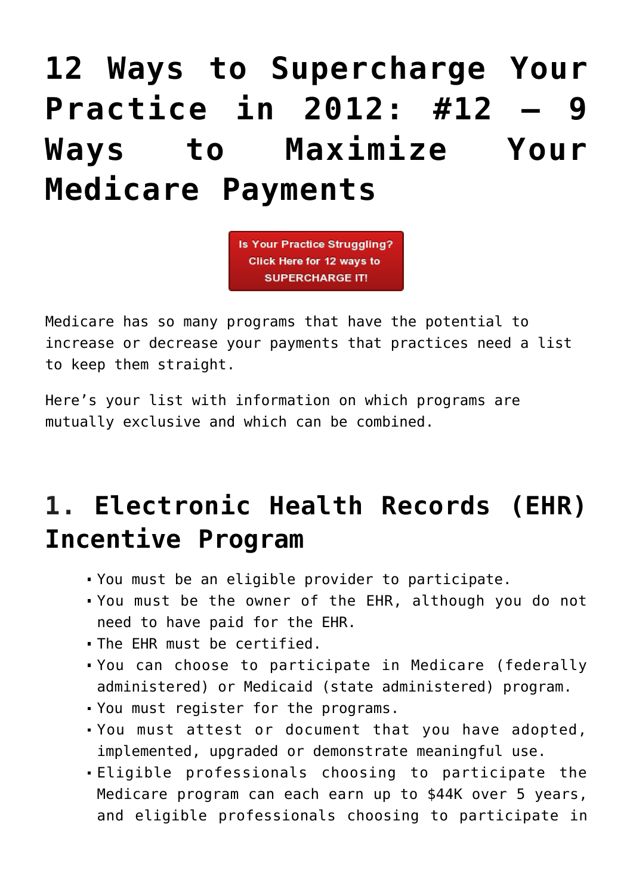# 12 Ways to Supercharge Your Practice in 2012: #12 – 9 Ways to Maximize Your Medicare Payments

Is Your Practice Struggling? Click Here for 12 ways to SUPERCHARGE IT!

Medicare has so many programs that have the potential to increase or decrease your payments that practices need a list to keep them straight.

Here's your list with information on which programs are mutually exclusive and which can be combined.

## 1. Electronic Health Records (EHR) Incentive Program

- You must be an eligible provider to participate.
- You must be the owner of the EHR, although you do not need to have paid for the EHR.
- The EHR must be certified.
- You can choose to participate in Medicare (federally administered) or Medicaid (state administered) program.
- You must register for the programs.
- You must attest or document that you have adopted, implemented, upgraded or demonstrate meaningful use.
- Eligible professionals choosing to participate the Medicare program can each earn up to $44K over 5 years, and eligible professionals choosing to participate in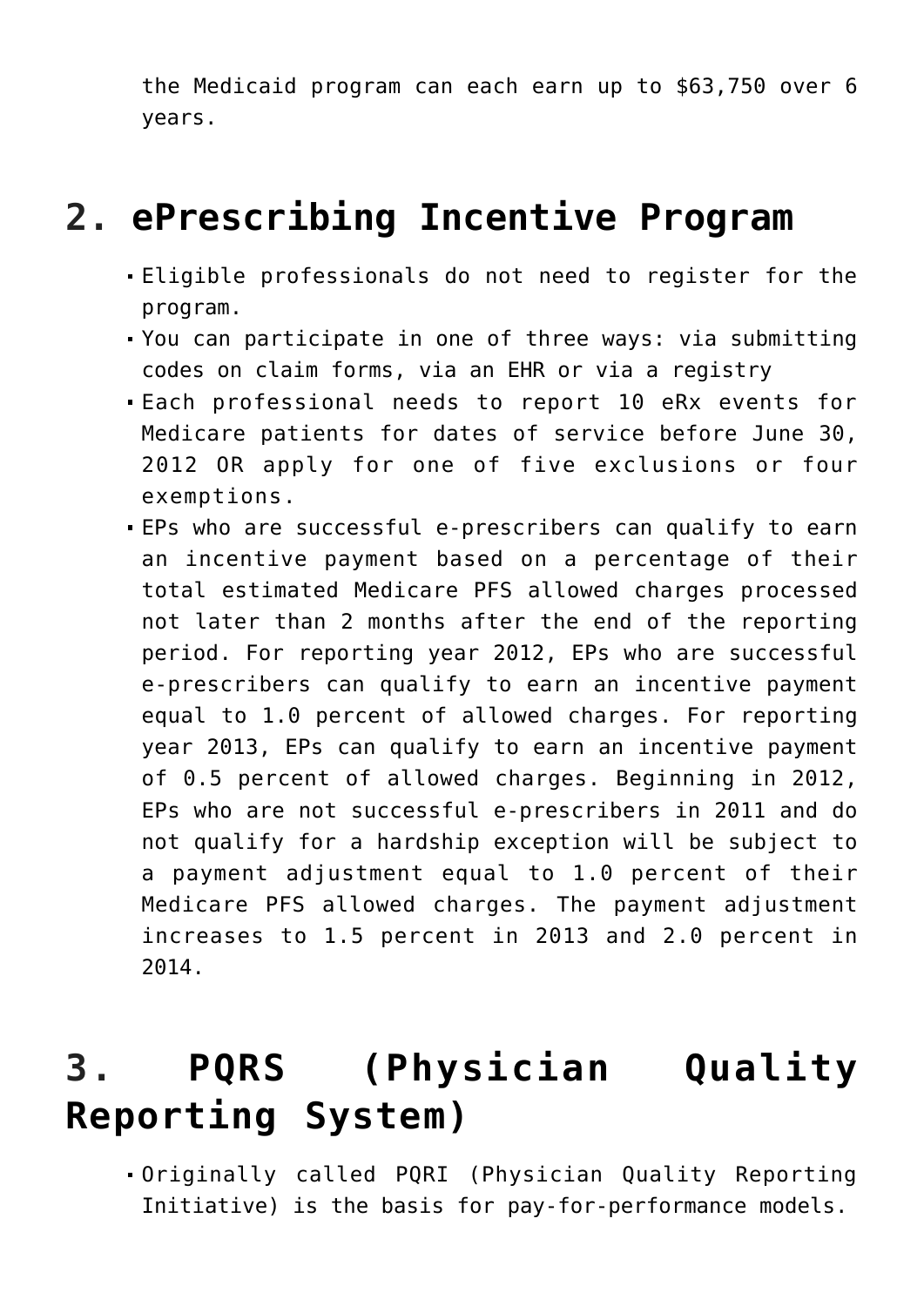the Medicaid program can each earn up to $63,750 over 6 years.

## 2. ePrescribing Incentive Program

- Eligible professionals do not need to register for the program.
- You can participate in one of three ways: via submitting codes on claim forms, via an EHR or via a registry
- Each professional needs to report 10 eRx events for Medicare patients for dates of service before June 30, 2012 OR apply for one of five exclusions or four exemptions.
- EPs who are successful e-prescribers can qualify to earn an incentive payment based on a percentage of their total estimated Medicare PFS allowed charges processed not later than 2 months after the end of the reporting period. For reporting year 2012, EPs who are successful e-prescribers can qualify to earn an incentive payment equal to 1.0 percent of allowed charges. For reporting year 2013, EPs can qualify to earn an incentive payment of 0.5 percent of allowed charges. Beginning in 2012, EPs who are not successful e-prescribers in 2011 and do not qualify for a hardship exception will be subject to a payment adjustment equal to 1.0 percent of their Medicare PFS allowed charges. The payment adjustment increases to 1.5 percent in 2013 and 2.0 percent in 2014.

## 3. PQRS (Physician Quality Reporting System)

- Originally called PQRI (Physician Quality Reporting Initiative) is the basis for pay-for-performance models.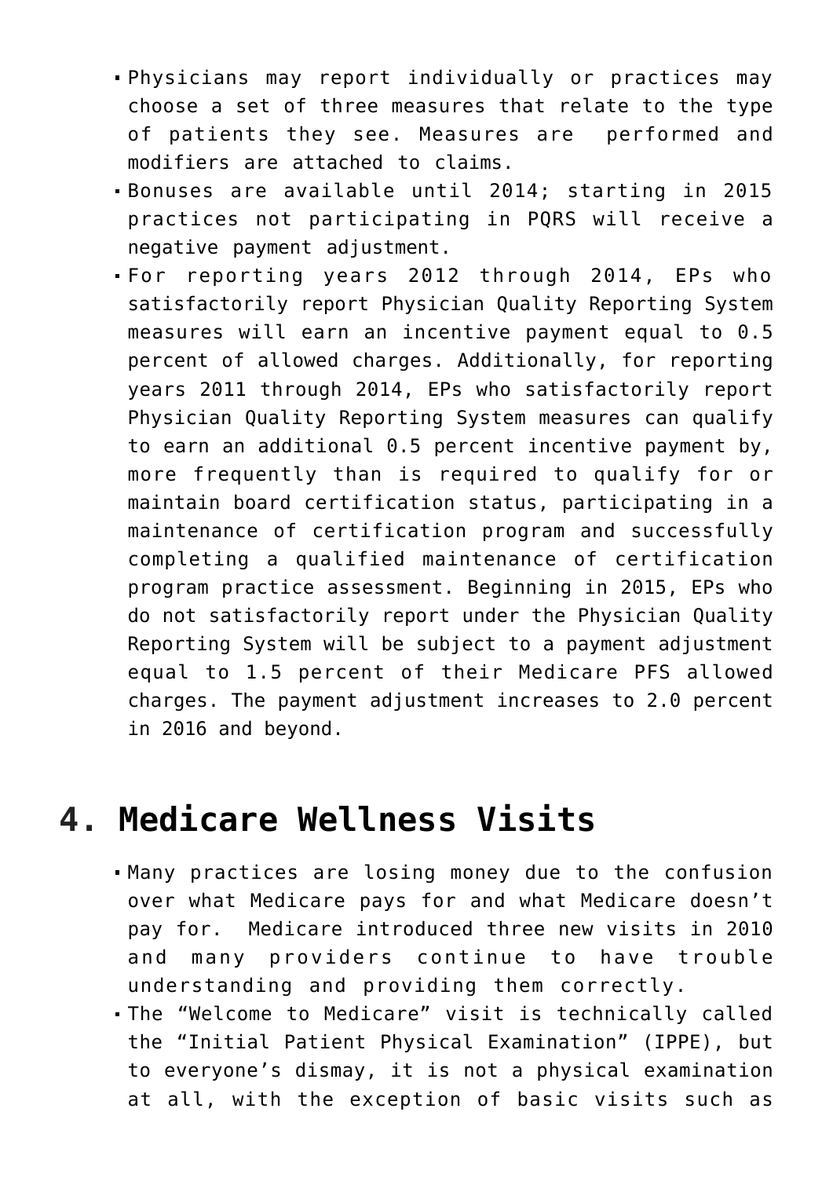- Physicians may report individually or practices may choose a set of three measures that relate to the type of patients they see. Measures are performed and modifiers are attached to claims.
- Bonuses are available until 2014; starting in 2015 practices not participating in PQRS will receive a negative payment adjustment.
- For reporting years 2012 through 2014, EPs who satisfactorily report Physician Quality Reporting System measures will earn an incentive payment equal to 0.5 percent of allowed charges. Additionally, for reporting years 2011 through 2014, EPs who satisfactorily report Physician Quality Reporting System measures can qualify to earn an additional 0.5 percent incentive payment by, more frequently than is required to qualify for or maintain board certification status, participating in a maintenance of certification program and successfully completing a qualified maintenance of certification program practice assessment. Beginning in 2015, EPs who do not satisfactorily report under the Physician Quality Reporting System will be subject to a payment adjustment equal to 1.5 percent of their Medicare PFS allowed charges. The payment adjustment increases to 2.0 percent in 2016 and beyond.

## 4. Medicare Wellness Visits

- Many practices are losing money due to the confusion over what Medicare pays for and what Medicare doesn't pay for. Medicare introduced three new visits in 2010 and many providers continue to have trouble understanding and providing them correctly.
- The "Welcome to Medicare" visit is technically called the "Initial Patient Physical Examination" (IPPE), but to everyone's dismay, it is not a physical examination at all, with the exception of basic visits such as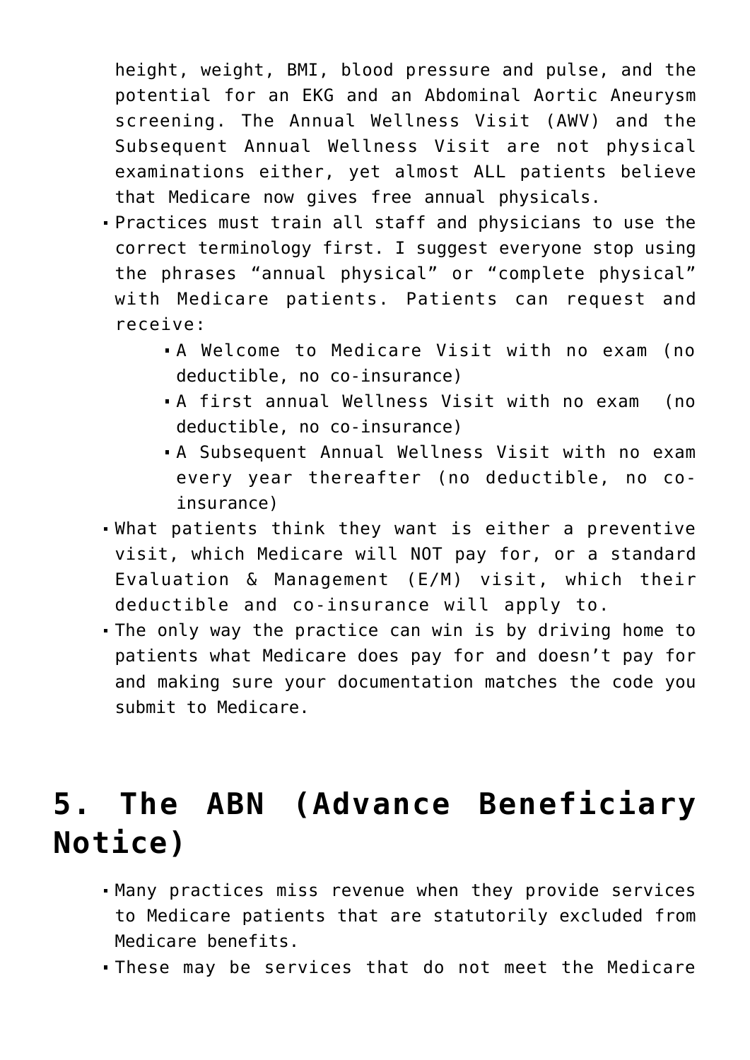height, weight, BMI, blood pressure and pulse, and the potential for an EKG and an Abdominal Aortic Aneurysm screening. The Annual Wellness Visit (AWV) and the Subsequent Annual Wellness Visit are not physical examinations either, yet almost ALL patients believe that Medicare now gives free annual physicals.

- Practices must train all staff and physicians to use the correct terminology first. I suggest everyone stop using the phrases "annual physical" or "complete physical" with Medicare patients. Patients can request and receive:
  - A Welcome to Medicare Visit with no exam (no deductible, no co-insurance)
  - A first annual Wellness Visit with no exam (no deductible, no co-insurance)
  - A Subsequent Annual Wellness Visit with no exam every year thereafter (no deductible, no co-insurance)
- What patients think they want is either a preventive visit, which Medicare will NOT pay for, or a standard Evaluation & Management (E/M) visit, which their deductible and co-insurance will apply to.
- The only way the practice can win is by driving home to patients what Medicare does pay for and doesn't pay for and making sure your documentation matches the code you submit to Medicare.

## 5. The ABN (Advance Beneficiary Notice)

- Many practices miss revenue when they provide services to Medicare patients that are statutorily excluded from Medicare benefits.
- These may be services that do not meet the Medicare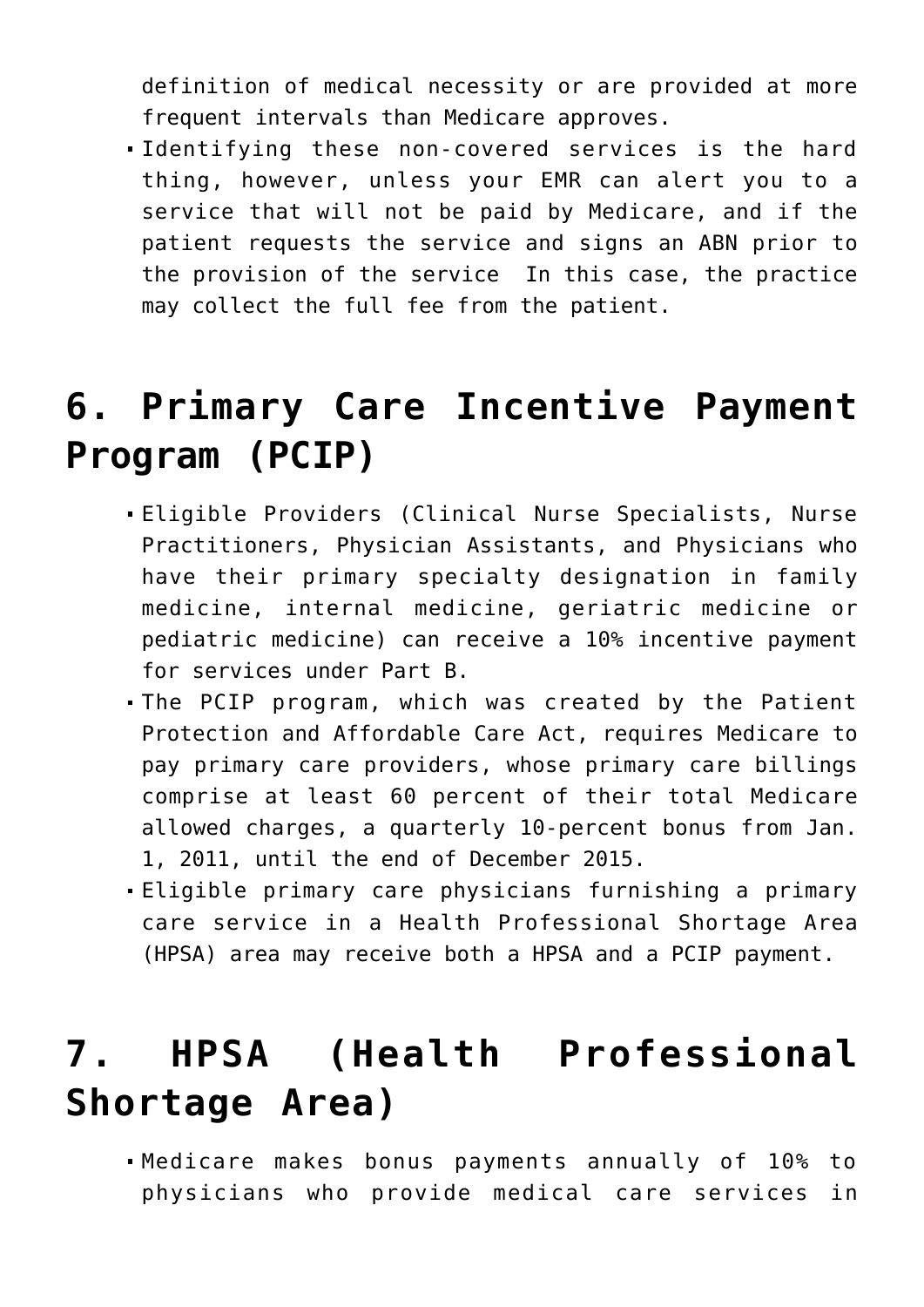definition of medical necessity or are provided at more frequent intervals than Medicare approves.

- Identifying these non-covered services is the hard thing, however, unless your EMR can alert you to a service that will not be paid by Medicare, and if the patient requests the service and signs an ABN prior to the provision of the service  In this case, the practice may collect the full fee from the patient.

## 6. Primary Care Incentive Payment Program (PCIP)

- Eligible Providers (Clinical Nurse Specialists, Nurse Practitioners, Physician Assistants, and Physicians who have their primary specialty designation in family medicine, internal medicine, geriatric medicine or pediatric medicine) can receive a 10% incentive payment for services under Part B.
- The PCIP program, which was created by the Patient Protection and Affordable Care Act, requires Medicare to pay primary care providers, whose primary care billings comprise at least 60 percent of their total Medicare allowed charges, a quarterly 10-percent bonus from Jan. 1, 2011, until the end of December 2015.
- Eligible primary care physicians furnishing a primary care service in a Health Professional Shortage Area (HPSA) area may receive both a HPSA and a PCIP payment.

## 7. HPSA (Health Professional Shortage Area)

- Medicare makes bonus payments annually of 10% to physicians who provide medical care services in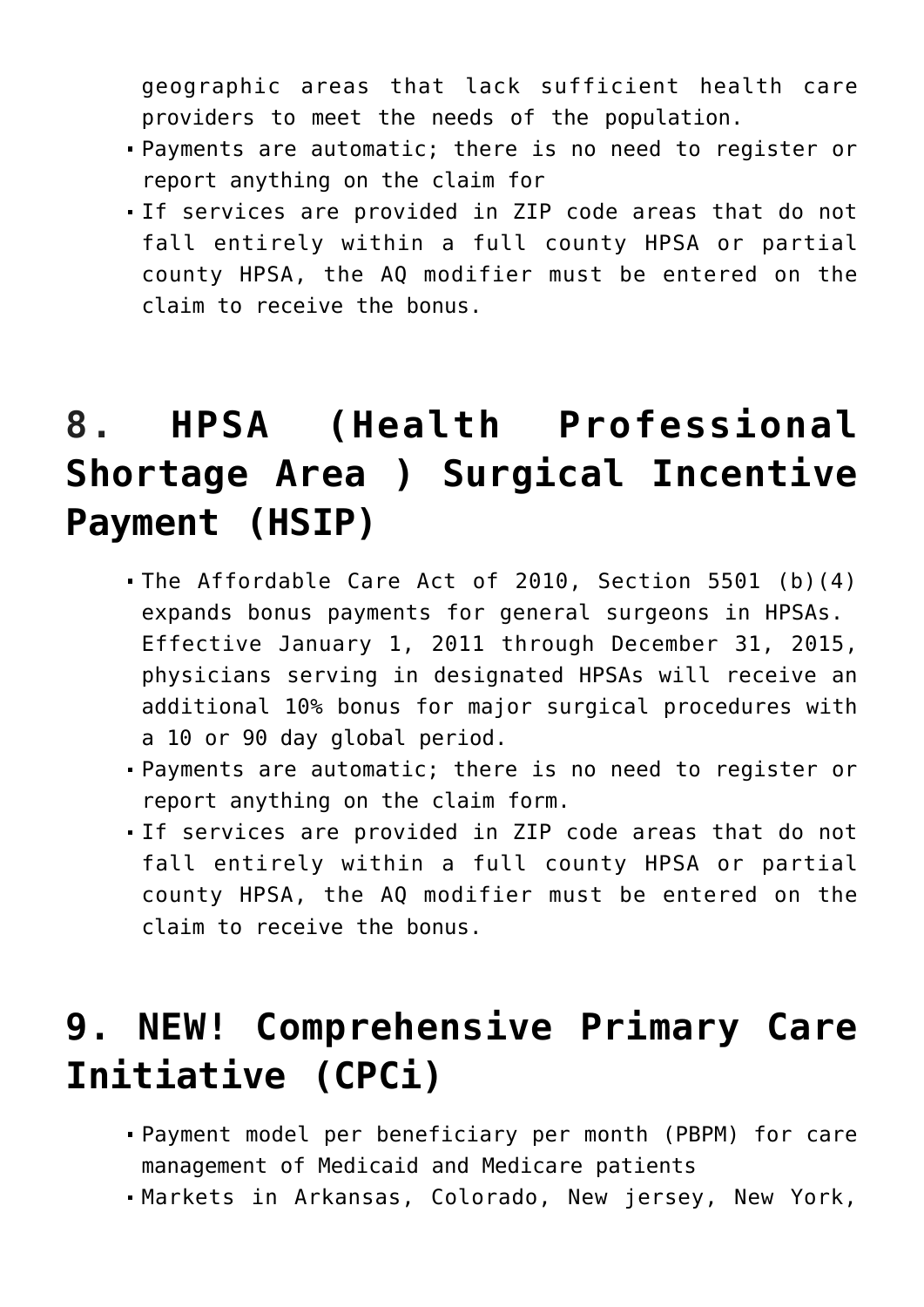geographic areas that lack sufficient health care providers to meet the needs of the population.

- Payments are automatic; there is no need to register or report anything on the claim for
- If services are provided in ZIP code areas that do not fall entirely within a full county HPSA or partial county HPSA, the AQ modifier must be entered on the claim to receive the bonus.

## 8. HPSA (Health Professional Shortage Area ) Surgical Incentive Payment (HSIP)

- The Affordable Care Act of 2010, Section 5501 (b)(4) expands bonus payments for general surgeons in HPSAs. Effective January 1, 2011 through December 31, 2015, physicians serving in designated HPSAs will receive an additional 10% bonus for major surgical procedures with a 10 or 90 day global period.
- Payments are automatic; there is no need to register or report anything on the claim form.
- If services are provided in ZIP code areas that do not fall entirely within a full county HPSA or partial county HPSA, the AQ modifier must be entered on the claim to receive the bonus.

## 9. NEW! Comprehensive Primary Care Initiative (CPCi)

- Payment model per beneficiary per month (PBPM) for care management of Medicaid and Medicare patients
- Markets in Arkansas, Colorado, New jersey, New York,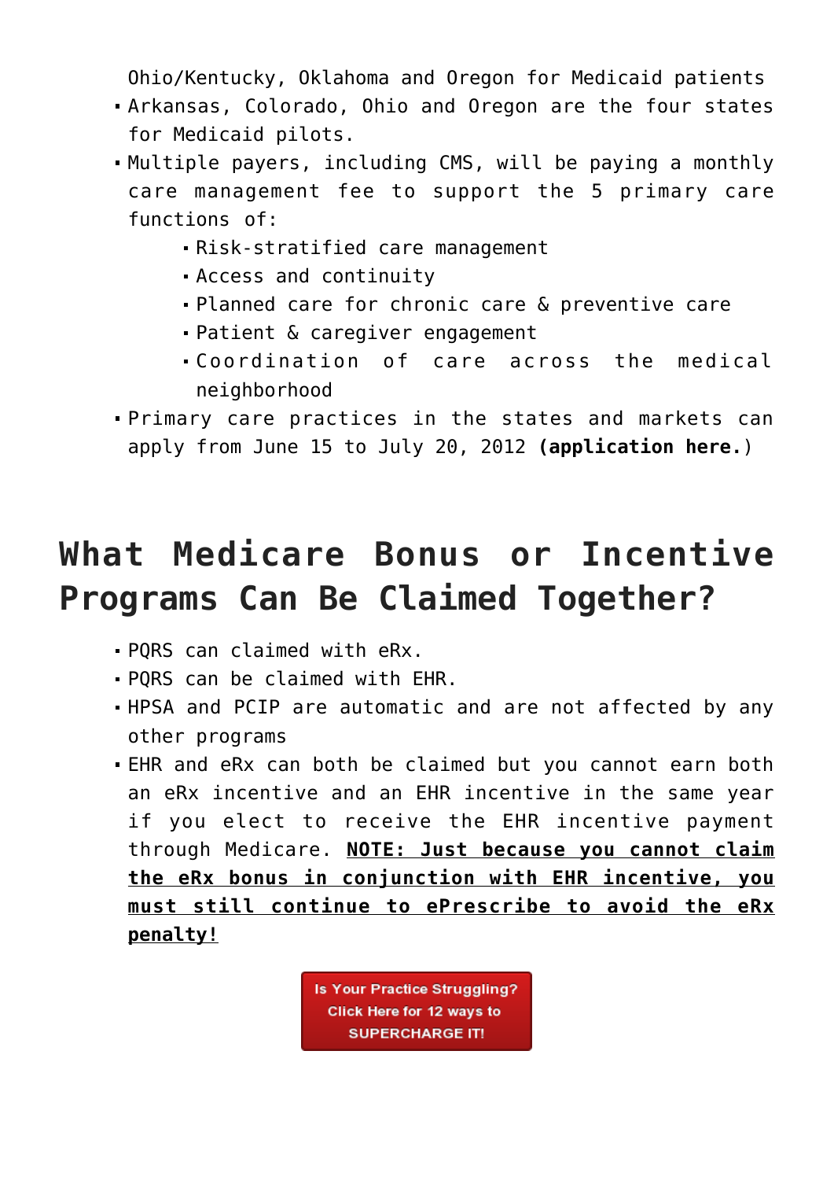Ohio/Kentucky, Oklahoma and Oregon for Medicaid patients

- Arkansas, Colorado, Ohio and Oregon are the four states for Medicaid pilots.
- Multiple payers, including CMS, will be paying a monthly care management fee to support the 5 primary care functions of:
  - Risk-stratified care management
  - Access and continuity
  - Planned care for chronic care & preventive care
  - Patient & caregiver engagement
  - Coordination of care across the medical neighborhood
- Primary care practices in the states and markets can apply from June 15 to July 20, 2012 **(application here.**)

# What Medicare Bonus or Incentive Programs Can Be Claimed Together?

- PQRS can claimed with eRx.
- PQRS can be claimed with EHR.
- HPSA and PCIP are automatic and are not affected by any other programs
- EHR and eRx can both be claimed but you cannot earn both an eRx incentive and an EHR incentive in the same year if you elect to receive the EHR incentive payment through Medicare. **NOTE: Just because you cannot claim the eRx bonus in conjunction with EHR incentive, you must still continue to ePrescribe to avoid the eRx penalty!**

Is Your Practice Struggling? Click Here for 12 ways to SUPERCHARGE IT!